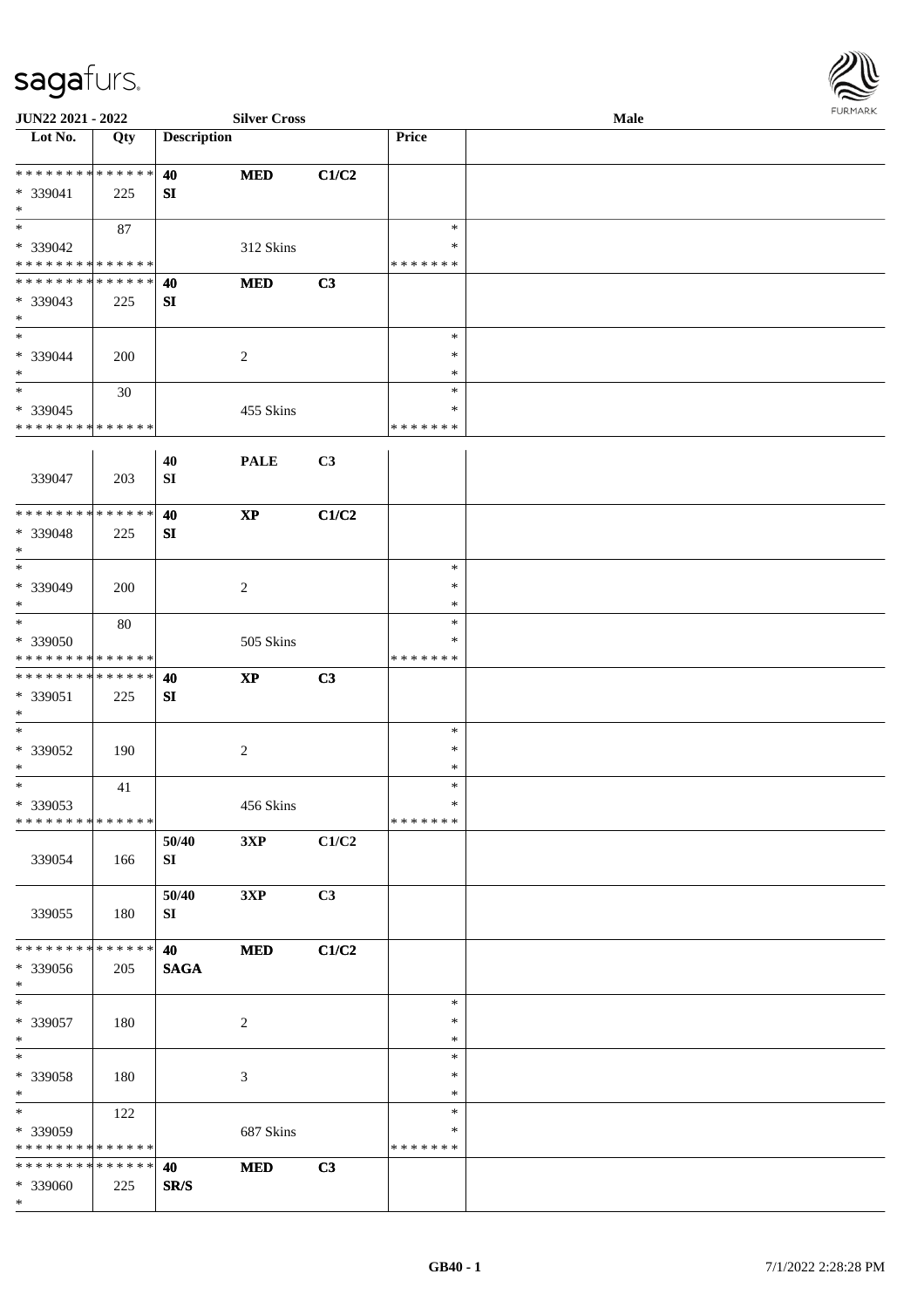JUN22 2021 - 2022 | Silver Cross | Male

| Lot No. | Qty | Description | | | Price | |
|---|---|---|---|---|---|---|
| * * * * * * * * * * * * * * | | 40 | MED | C1/C2 | | |
| * 339041 | 225 | SI | | | | |
| * | | | | | | |
| * | 87 | | | | * | |
| * 339042 | | | 312 Skins | | * | |
| * * * * * * * * * * * * * * | | | | | * * * * * * * | |
| * * * * * * * * * * * * * * | | 40 | MED | C3 | | |
| * 339043 | 225 | SI | | | | |
| * | | | | | | |
| * | | | | | * | |
| * 339044 | 200 | | 2 | | * | |
| * | | | | | * | |
| * | 30 | | | | * | |
| * 339045 | | | 455 Skins | | * | |
| * * * * * * * * * * * * * * | | | | | * * * * * * * | |
| 339047 | 203 | 40<br>SI | PALE | C3 | | |
| * * * * * * * * * * * * * * | | 40 | XP | C1/C2 | | |
| * 339048 | 225 | SI | | | | |
| * | | | | | | |
| * | | | | | * | |
| * 339049 | 200 | | 2 | | * | |
| * | | | | | * | |
| * | 80 | | | | * | |
| * 339050 | | | 505 Skins | | * | |
| * * * * * * * * * * * * * * | | | | | * * * * * * * | |
| * * * * * * * * * * * * * * | | 40 | XP | C3 | | |
| * 339051 | 225 | SI | | | | |
| * | | | | | | |
| * | | | | | * | |
| * 339052 | 190 | | 2 | | * | |
| * | | | | | * | |
| * | 41 | | | | * | |
| * 339053 | | | 456 Skins | | * | |
| * * * * * * * * * * * * * * | | | | | * * * * * * * | |
| 339054 | 166 | 50/40<br>SI | 3XP | C1/C2 | | |
| 339055 | 180 | 50/40<br>SI | 3XP | C3 | | |
| * * * * * * * * * * * * * * | | 40 | MED | C1/C2 | | |
| * 339056 | 205 | SAGA | | | | |
| * | | | | | | |
| * | | | | | * | |
| * 339057 | 180 | | 2 | | * | |
| * | | | | | * | |
| * | | | | | * | |
| * 339058 | 180 | | 3 | | * | |
| * | | | | | * | |
| * | 122 | | | | * | |
| * 339059 | | | 687 Skins | | * | |
| * * * * * * * * * * * * * * | | | | | * * * * * * * | |
| * * * * * * * * * * * * * * | | 40 | MED | C3 | | |
| * 339060 | 225 | SR/S | | | | |
| * | | | | | | |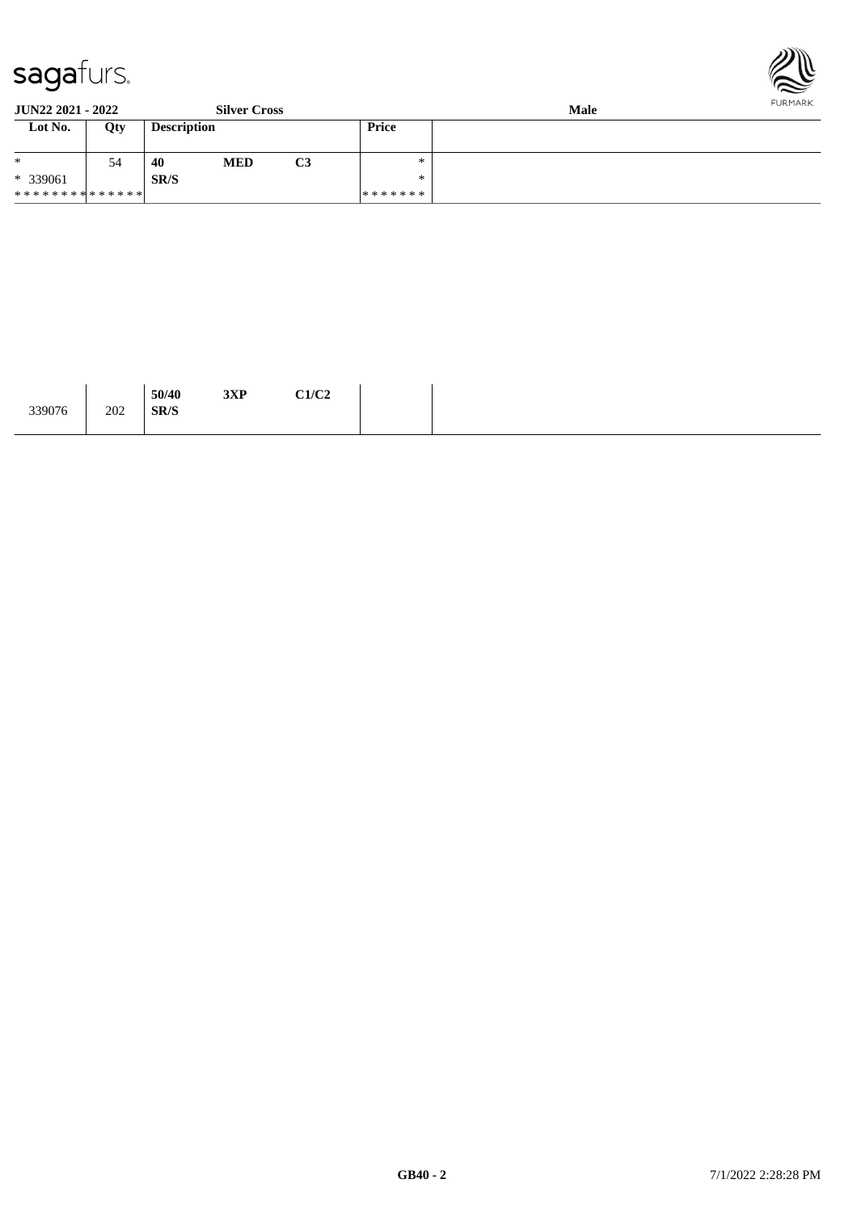**JUN22 2021 - 2022** **Silver Cross** **Male**

| Lot No. | Qty | Description | | | Price | |
|---|---|---|---|---|---|---|
| * | 54 | **40** | **MED** | **C3** | * | |
| * 339061 | | **SR/S** | | | * | |
| ************** | | | | | ******* | |

| | | | | | | |
|---|---|---|---|---|---|---|
| 339076 | 202 | **50/40** **SR/S** | **3XP** | **C1/C2** | | |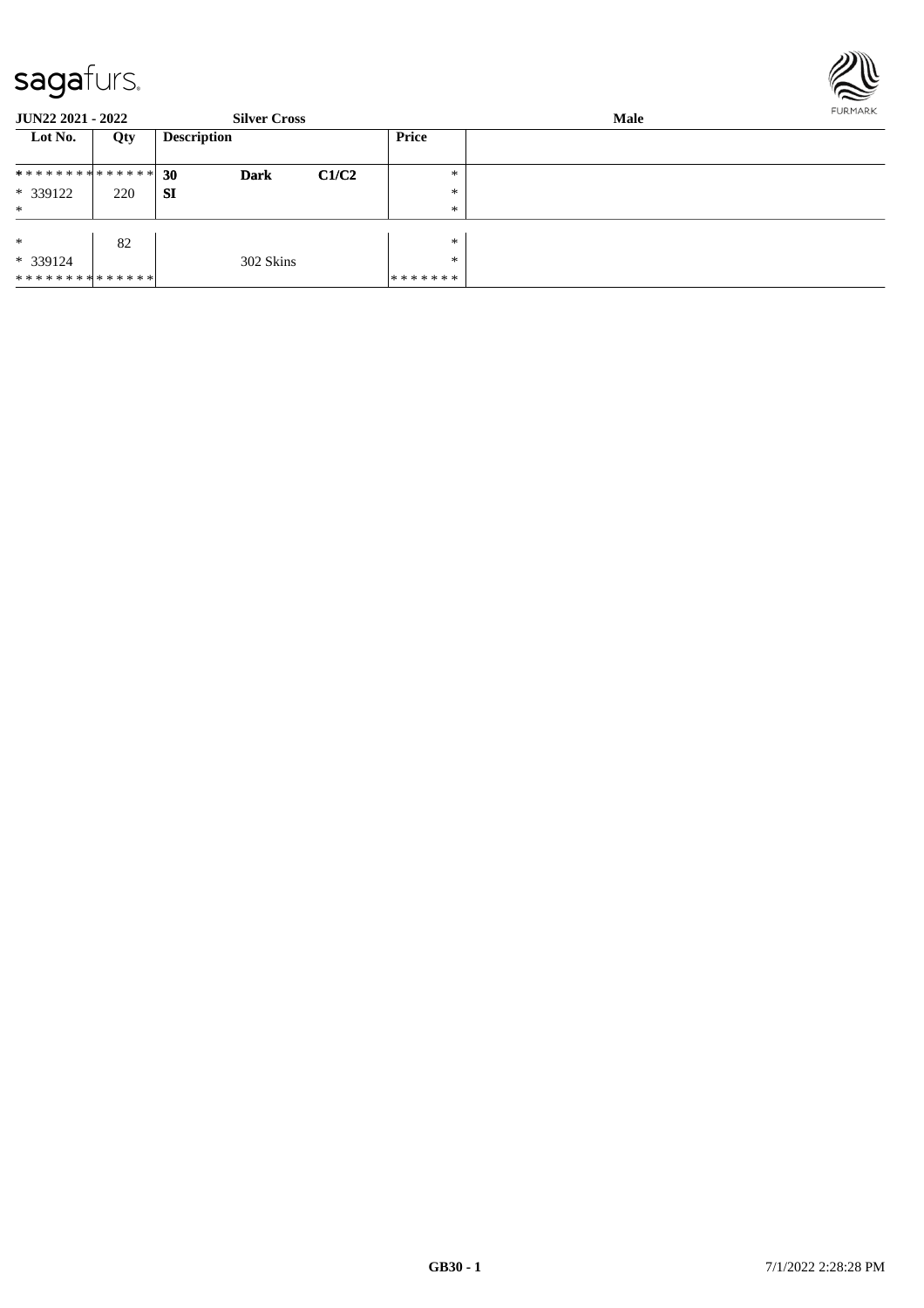| Lot No. | Qty | Description | | | Price | |
|---|---|---|---|---|---|---|
| ************** | | **30** | **Dark** | **C1/C2** | * | |
| * 339122 | 220 | **SI** | | | * | |
| * | | | | | * | |
| * | 82 | | | | * | |
| * 339124 | | | 302 Skins | | * | |
| ************** | | | | | ******* | |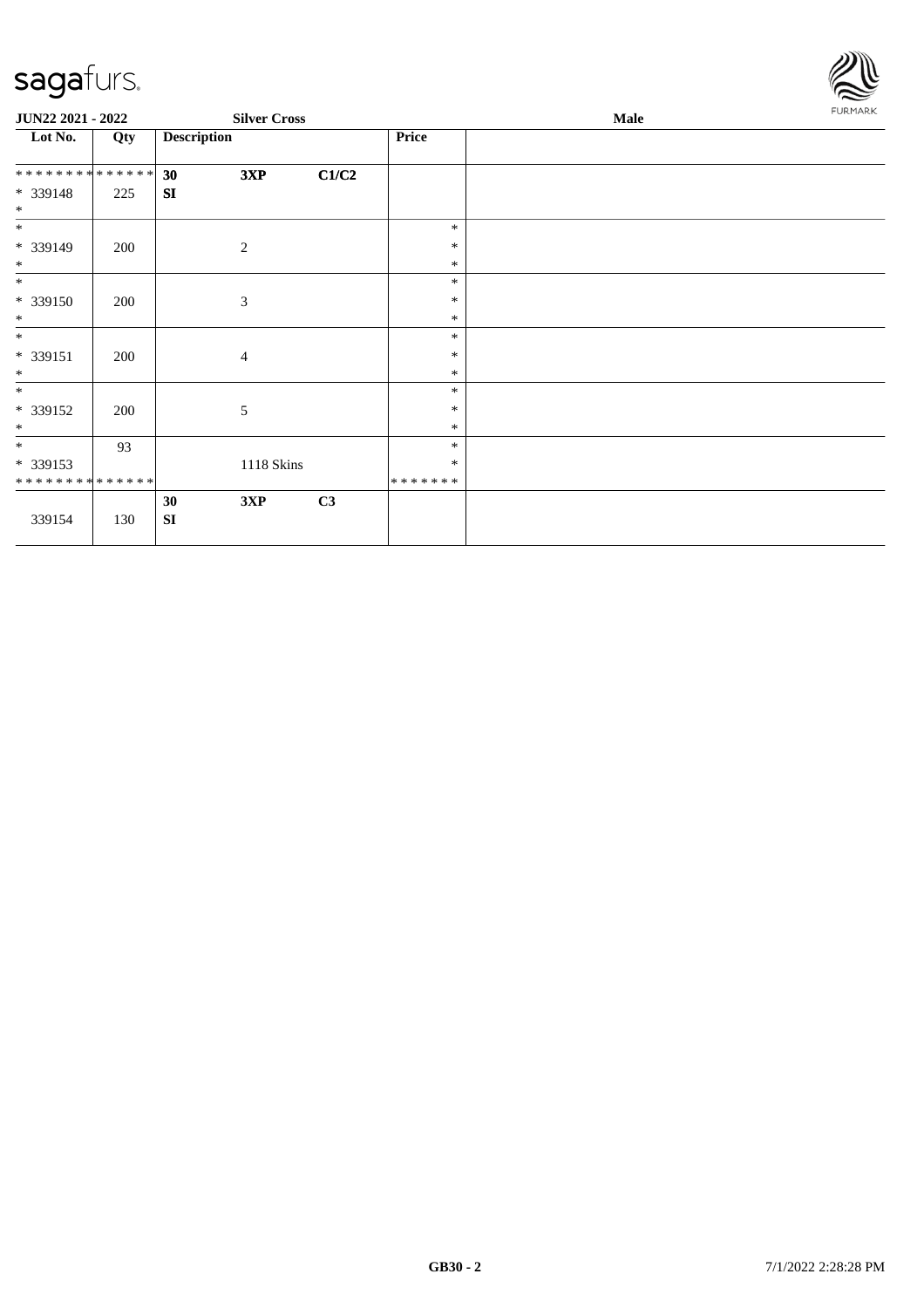JUN22 2021 - 2022 Silver Cross Male

| Lot No. | Qty | Description | | | Price | |
|---|---|---|---|---|---|---|
| ************** | | **30** | **3XP** | **C1/C2** | | |
| * 339148 | 225 | **SI** | | | | |
| * | | | | | | |
| * | | | | | * | |
| * 339149 | 200 | | 2 | | * | |
| * | | | | | * | |
| * | | | | | * | |
| * 339150 | 200 | | 3 | | * | |
| * | | | | | * | |
| * | | | | | * | |
| * 339151 | 200 | | 4 | | * | |
| * | | | | | * | |
| * | | | | | * | |
| * 339152 | 200 | | 5 | | * | |
| * | | | | | * | |
| * | 93 | | | | * | |
| * 339153 | | | 1118 Skins | | * | |
| ************** | | | | | ******* | |
| | | **30** | **3XP** | **C3** | | |
| 339154 | 130 | **SI** | | | | |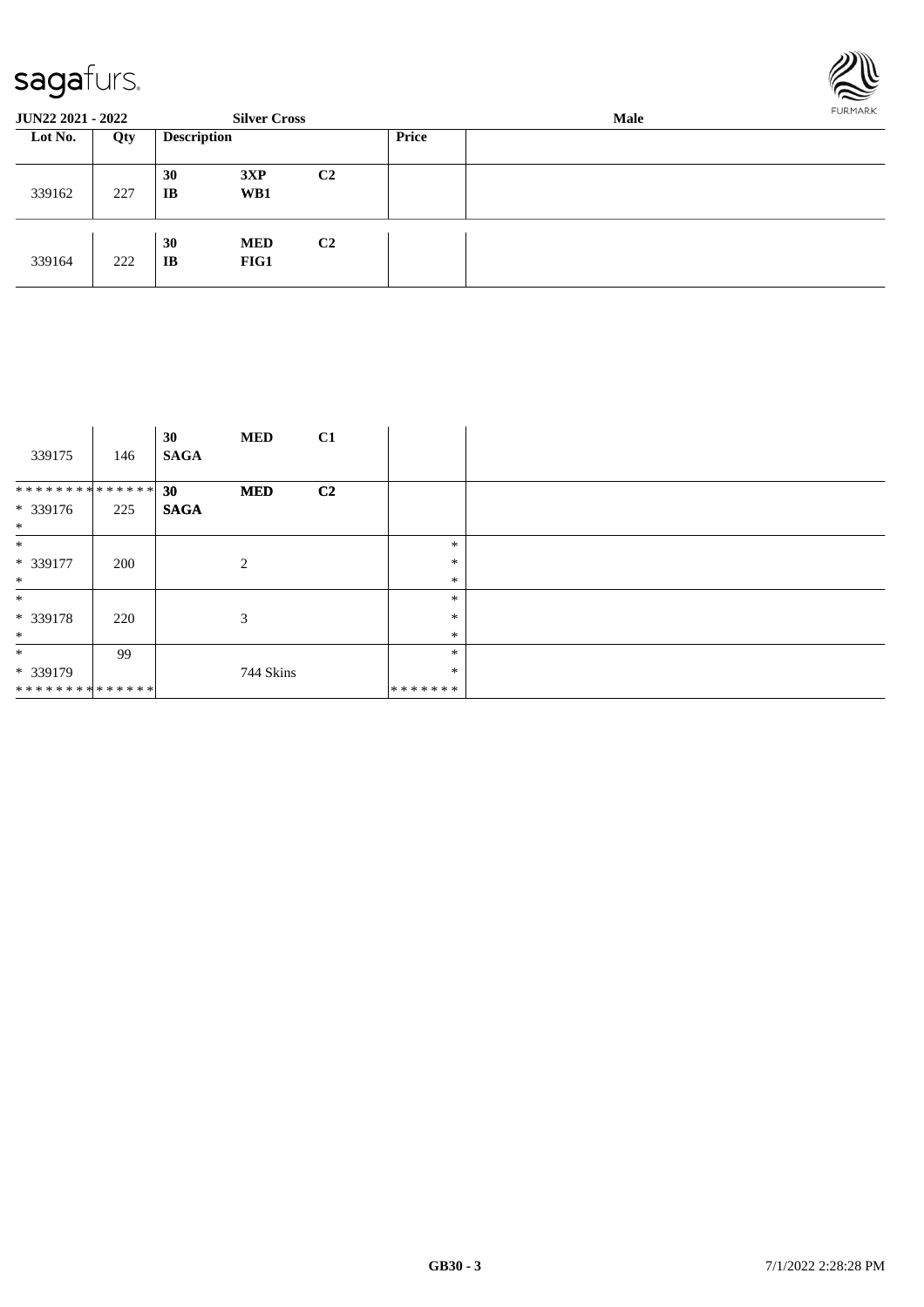**JUN22 2021 - 2022** **Silver Cross** **Male**

| Lot No. | Qty | Description | | | Price | |
|---|---|---|---|---|---|---|
| 339162 | 227 | 30<br>IB | 3XP<br>WB1 | C2 | | |
| 339164 | 222 | 30<br>IB | MED<br>FIG1 | C2 | | |

| Lot No. | Qty | Description | | | Price | |
|---|---|---|---|---|---|---|
| 339175 | 146 | 30<br>SAGA | MED | C1 | | |
| * * * * * * * * * * * * * *<br>* 339176<br>* | 225 | 30<br>SAGA | MED | C2 | | |
| *<br>* 339177<br>* | 200 | | 2 | | *<br>*<br>* | |
| *<br>* 339178<br>* | 220 | | 3 | | *<br>*<br>* | |
| *<br>* 339179<br>* * * * * * * * * * * * * * | 99 | | 744 Skins | | *<br>*<br>* * * * * * * | |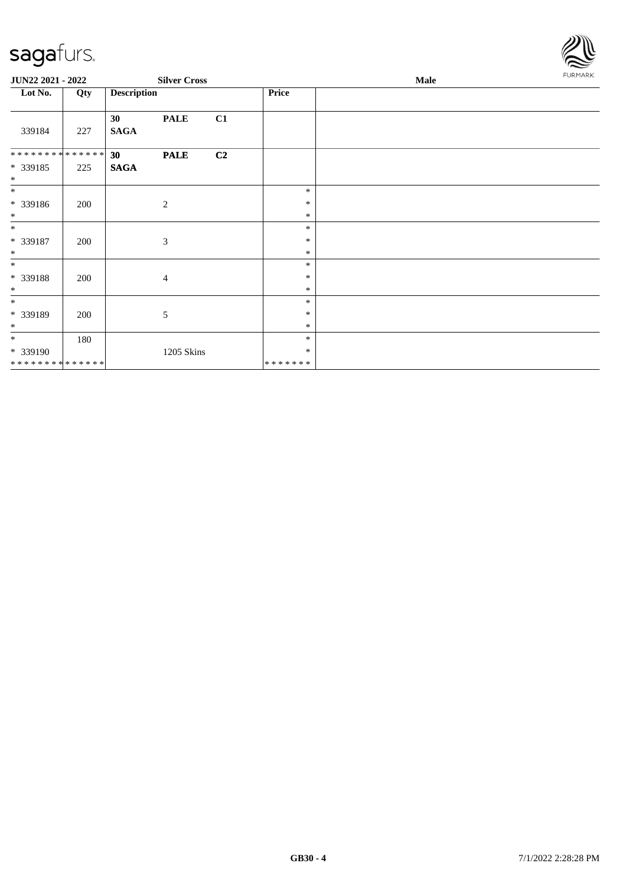**JUN22 2021 - 2022** **Silver Cross** **Male**

| Lot No. | Qty | Description | | | Price | |
|---|---|---|---|---|---|---|
| 339184 | 227 | **30** **SAGA** | **PALE** | **C1** | | |
| * * * * * * * * * * * * * * * 339185 * | 225 | **30** **SAGA** | **PALE** | **C2** | | |
| * * 339186 * | 200 | | 2 | | * * * | |
| * * 339187 * | 200 | | 3 | | * * * | |
| * * 339188 * | 200 | | 4 | | * * * | |
| * * 339189 * | 200 | | 5 | | * * * | |
| * * 339190 * * * * * * * * * * * * * * | 180 | | 1205 Skins | | * * * * * * * * * | |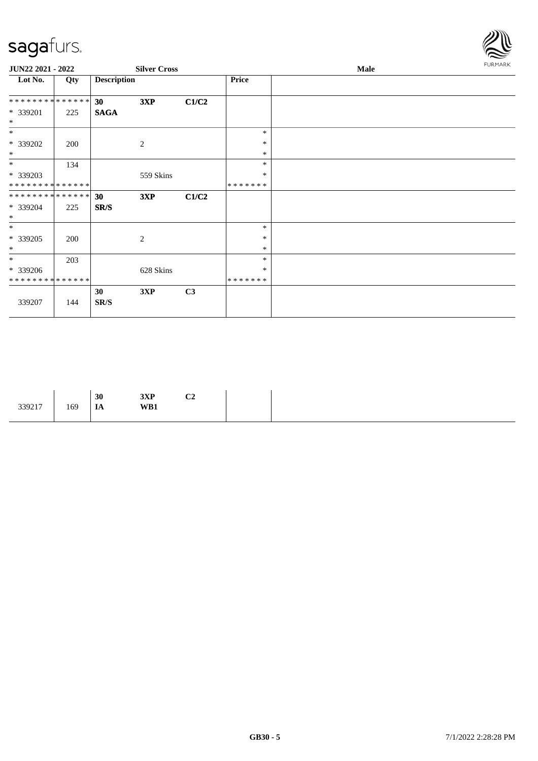**JUN22 2021 - 2022** **Silver Cross** **Male**

| Lot No. | Qty | Description | | | Price | |
|---|---|---|---|---|---|---|
| * * * * * * * * * * * * * * | | **30** | **3XP** | **C1/C2** | | |
| * 339201 | 225 | **SAGA** | | | | |
| * | | | | | | |
| * | | | | | * | |
| * 339202 | 200 | | 2 | | * | |
| * | | | | | * | |
| * | 134 | | | | * | |
| * 339203 | | | 559 Skins | | * | |
| * * * * * * * * * * * * * * | | | | | * * * * * * * | |
| * * * * * * * * * * * * * * | | **30** | **3XP** | **C1/C2** | | |
| * 339204 | 225 | **SR/S** | | | | |
| * | | | | | | |
| * | | | | | * | |
| * 339205 | 200 | | 2 | | * | |
| * | | | | | * | |
| * | 203 | | | | * | |
| * 339206 | | | 628 Skins | | * | |
| * * * * * * * * * * * * * * | | | | | * * * * * * * | |
| 339207 | 144 | **30** **SR/S** | **3XP** | **C3** | | |

| | | | | | | |
|---|---|---|---|---|---|---|
| 339217 | 169 | **30** **IA** | **3XP** **WB1** | **C2** | | |

GB30 - 5 7/1/2022 2:28:28 PM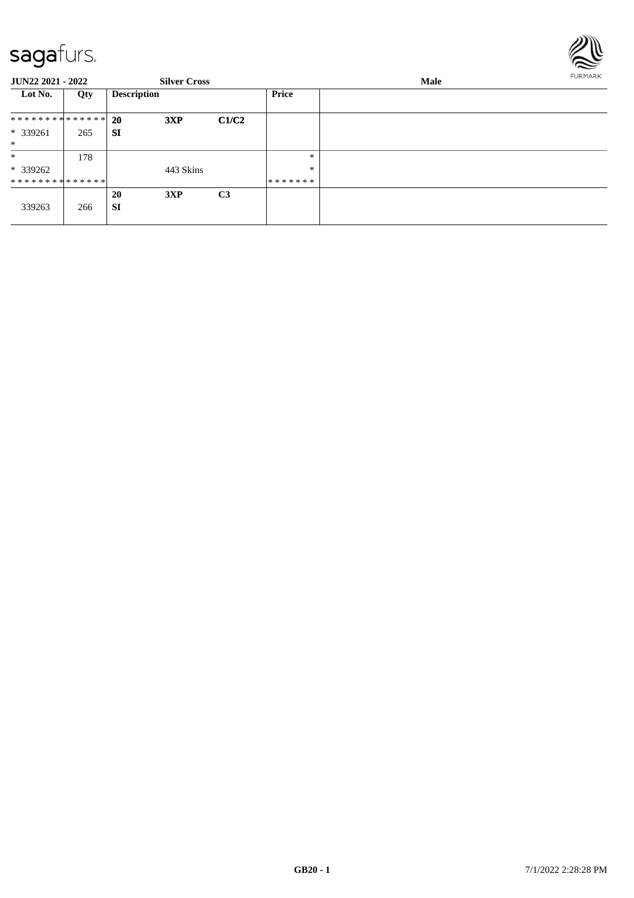**JUN22 2021 - 2022** **Silver Cross** **Male**

| Lot No. | Qty | Description | | | Price | |
|---|---|---|---|---|---|---|
| ************** | | **20** | **3XP** | **C1/C2** | | |
| * 339261 | 265 | **SI** | | | | |
| * | | | | | | |
| * | 178 | | | | * | |
| * 339262 | | | 443 Skins | | * | |
| ************** | | | | | ******* | |
| | | **20** | **3XP** | **C3** | | |
| 339263 | 266 | **SI** | | | | |

**GB20 - 1** 7/1/2022 2:28:28 PM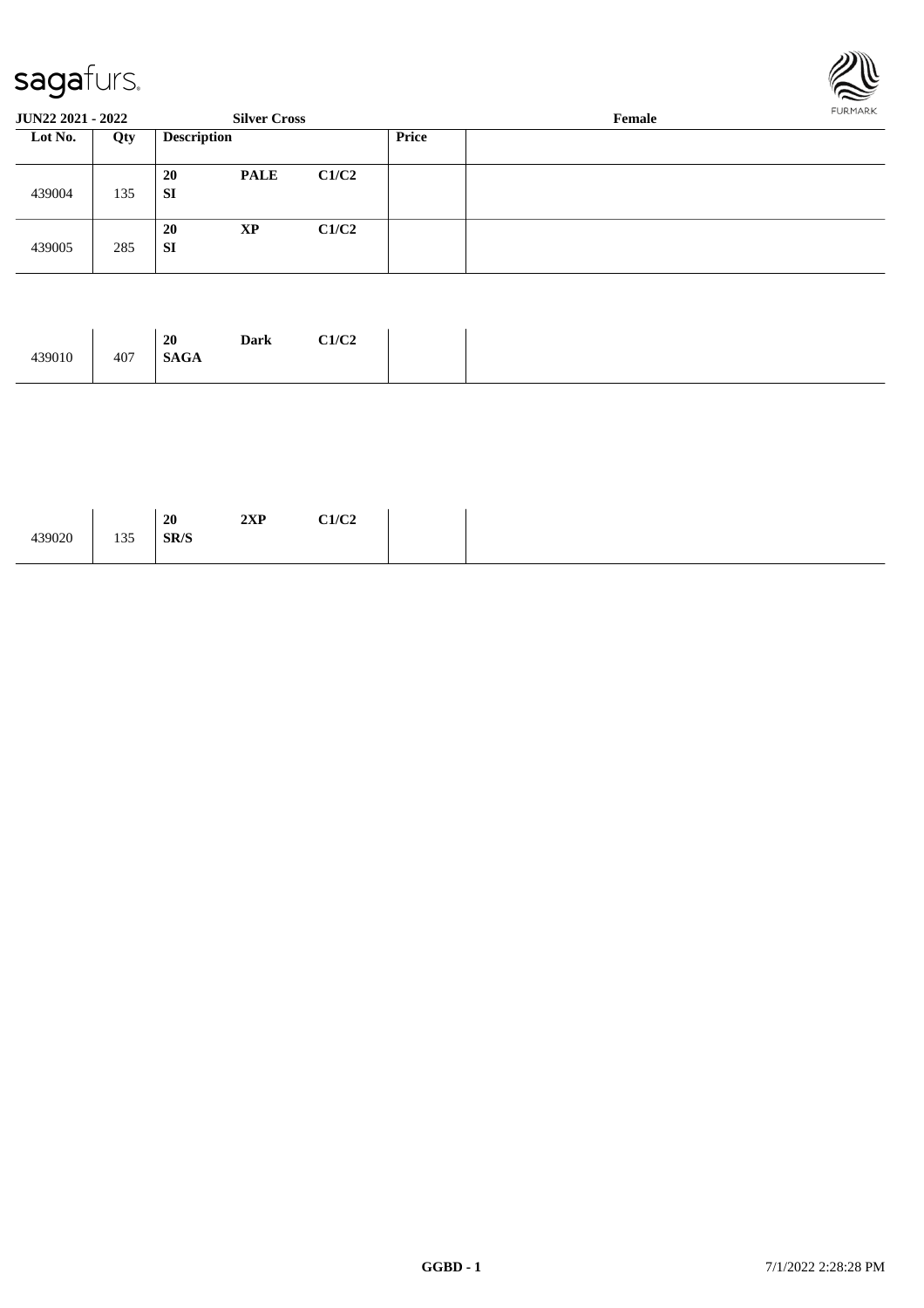**JUN22 2021 - 2022** **Silver Cross** **Female**

| Lot No. | Qty | Description | | | Price | |
|---|---|---|---|---|---|---|
| 439004 | 135 | **20** **SI** | **PALE** | **C1/C2** | | |
| 439005 | 285 | **20** **SI** | **XP** | **C1/C2** | | |
| 439010 | 407 | **20** **SAGA** | **Dark** | **C1/C2** | | |
| 439020 | 135 | **20** **SR/S** | **2XP** | **C1/C2** | | |

**GGBD - 1** 7/1/2022 2:28:28 PM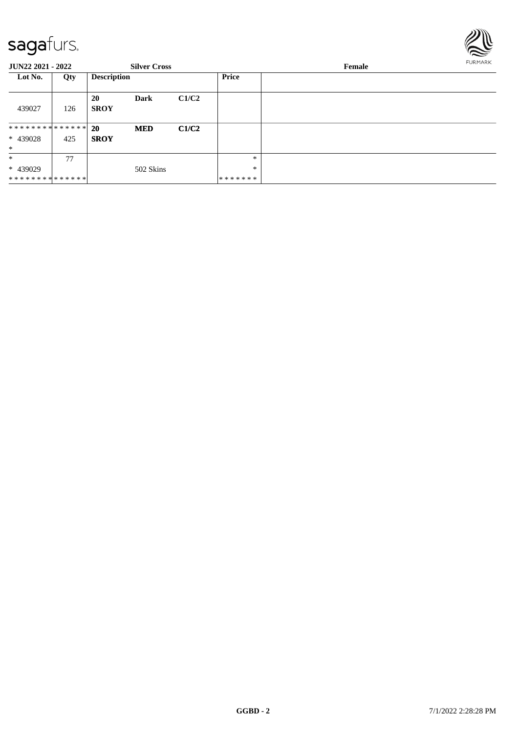JUN22 2021 - 2022 | Silver Cross | Female

| Lot No. | Qty | Description | | | Price | |
|---|---|---|---|---|---|---|
| 439027 | 126 | **20** **SROY** | **Dark** | **C1/C2** | | |
| ************** * 439028 * | 425 | **20** **SROY** | **MED** | **C1/C2** | | |
| * * 439029 ************** | 77 | | 502 Skins | | * * ******* | |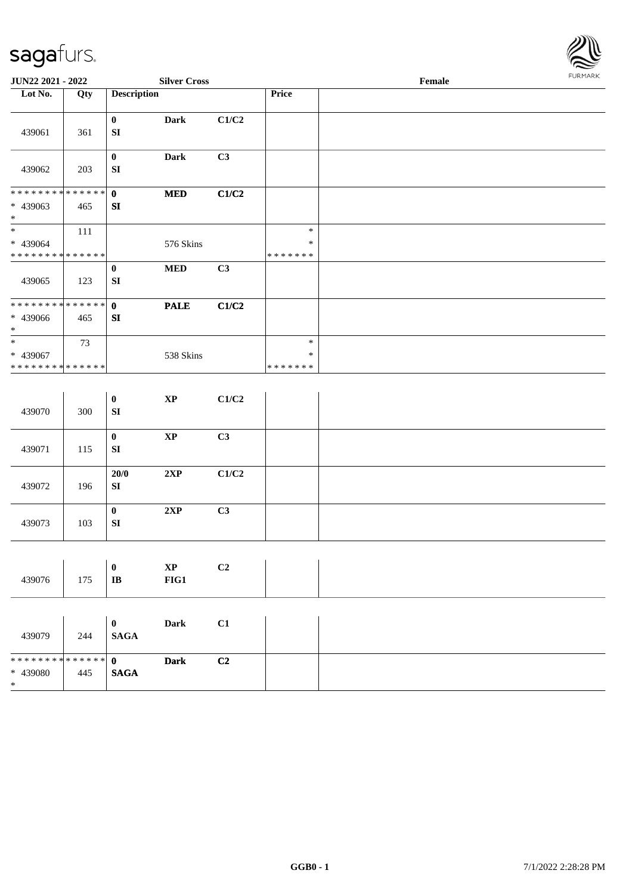| Lot No. | Qty | Description | | | Price | |
|---|---|---|---|---|---|---|
| 439061 | 361 | 0<br>SI | Dark | C1/C2 | | |
| 439062 | 203 | 0<br>SI | Dark | C3 | | |
| ************** <br>* 439063<br>* | 465 | 0<br>SI | MED | C1/C2 | | |
| *<br>* 439064<br>************** | 111 | | 576 Skins | | *<br>*<br>******* | |
| 439065 | 123 | 0<br>SI | MED | C3 | | |
| ************** <br>* 439066<br>* | 465 | 0<br>SI | PALE | C1/C2 | | |
| *<br>* 439067<br>************** | 73 | | 538 Skins | | *<br>*<br>******* | |
| 439070 | 300 | 0<br>SI | XP | C1/C2 | | |
| 439071 | 115 | 0<br>SI | XP | C3 | | |
| 439072 | 196 | 20/0<br>SI | 2XP | C1/C2 | | |
| 439073 | 103 | 0<br>SI | 2XP | C3 | | |
| 439076 | 175 | 0<br>IB | XP<br>FIG1 | C2 | | |
| 439079 | 244 | 0<br>SAGA | Dark | C1 | | |
| ************** <br>* 439080<br>* | 445 | 0<br>SAGA | Dark | C2 | | |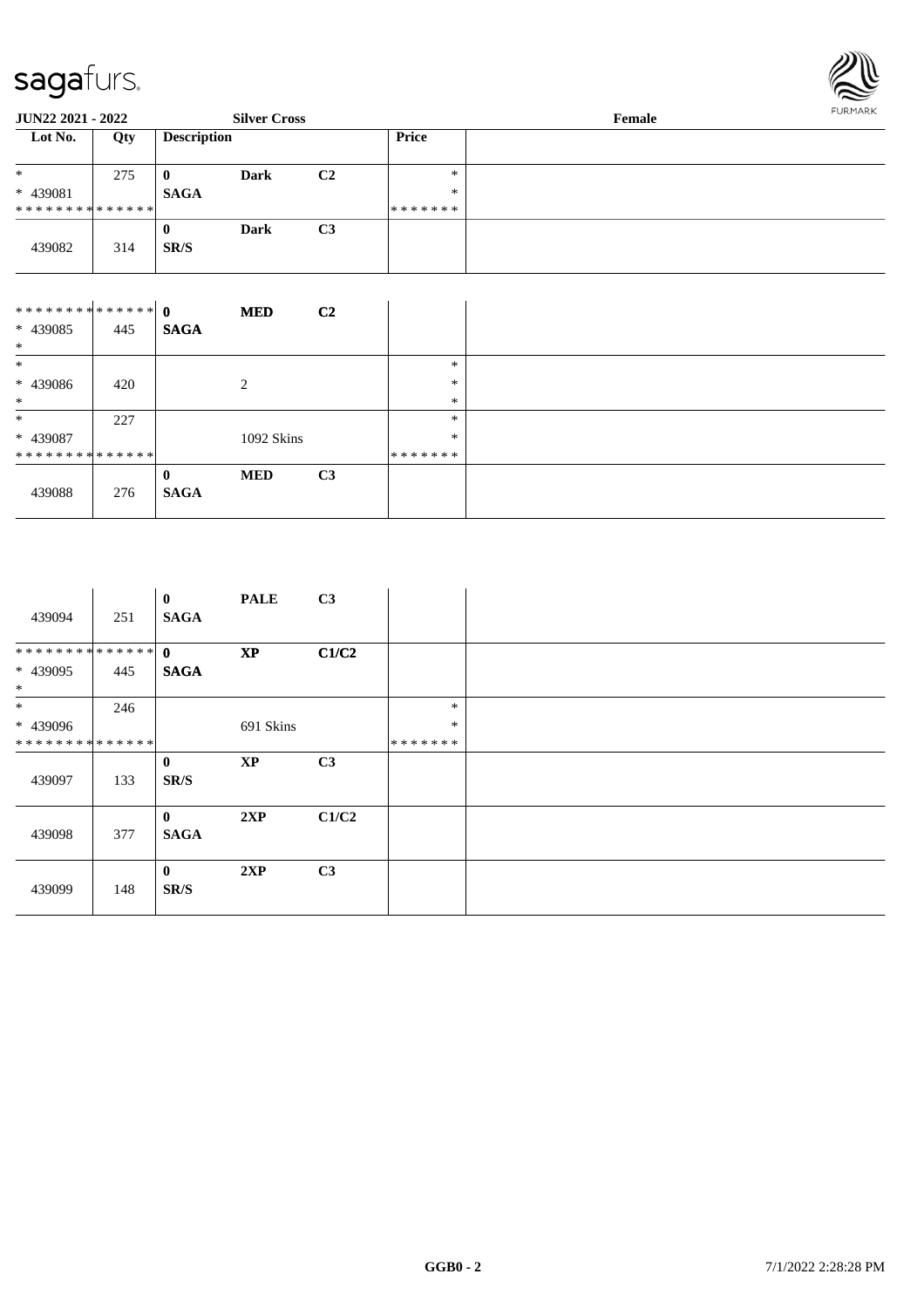**JUN22 2021 - 2022** | **Silver Cross** | **Female**

| Lot No. | Qty | Description | | | Price | |
|---|---|---|---|---|---|---|
| * | 275 | **0** | **Dark** | **C2** | * | |
| * 439081 | | **SAGA** | | | * | |
| ************** | | | | | ******* | |
| 439082 | 314 | **0** SR/S | **Dark** | **C3** | | |
| ************** | | **0** | **MED** | **C2** | | |
| * 439085 | 445 | **SAGA** | | | | |
| * | | | | | | |
| * | | | | | * | |
| * 439086 | 420 | | 2 | | * | |
| * | | | | | * | |
| * | 227 | | | | * | |
| * 439087 | | | 1092 Skins | | * | |
| ************** | | | | | ******* | |
| 439088 | 276 | **0** **SAGA** | **MED** | **C3** | | |
| 439094 | 251 | **0** **SAGA** | **PALE** | **C3** | | |
| ************** | | **0** | **XP** | **C1/C2** | | |
| * 439095 | 445 | **SAGA** | | | | |
| * | | | | | | |
| * | 246 | | | | * | |
| * 439096 | | | 691 Skins | | * | |
| ************** | | | | | ******* | |
| 439097 | 133 | **0** SR/S | **XP** | **C3** | | |
| 439098 | 377 | **0** **SAGA** | **2XP** | **C1/C2** | | |
| 439099 | 148 | **0** SR/S | **2XP** | **C3** | | |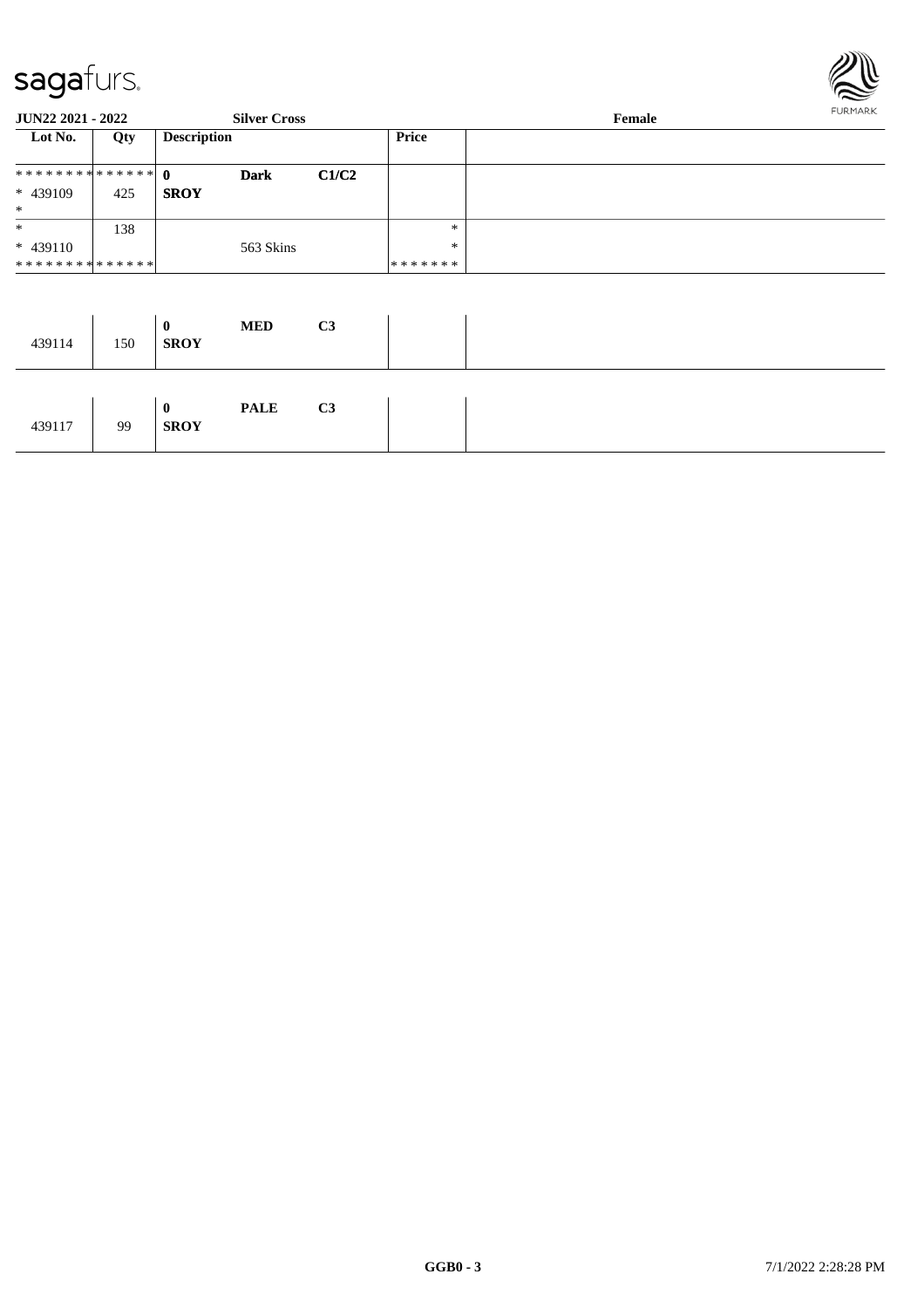**JUN22 2021 - 2022** | **Silver Cross** | **Female**

| Lot No. | Qty | Description | | | Price | |
|---|---|---|---|---|---|---|
| ************** | | **0** | **Dark** | **C1/C2** | | |
| * 439109 | 425 | **SROY** | | | | |
| * | | | | | | |
| * | 138 | | | | * | |
| * 439110 | | | 563 Skins | | * | |
| ************** | | | | | ******* | |
| 439114 | 150 | **0** **SROY** | **MED** | **C3** | | |
| 439117 | 99 | **0** **SROY** | **PALE** | **C3** | | |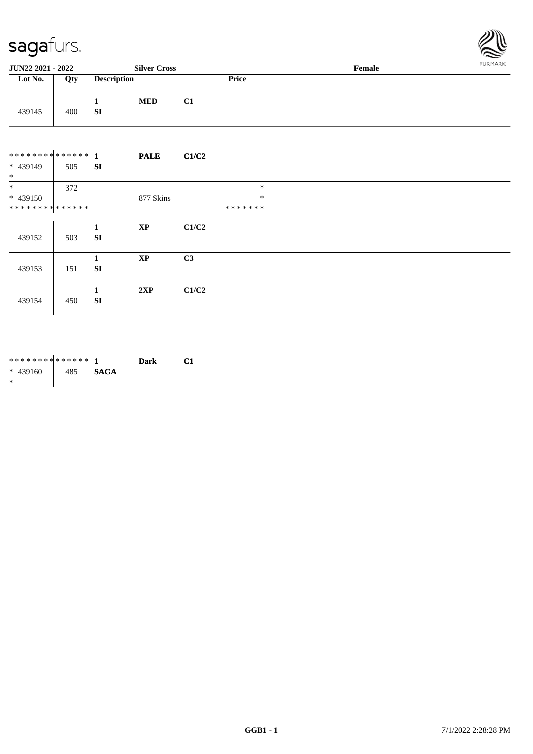**JUN22 2021 - 2022** **Silver Cross** **Female**

| Lot No. | Qty | Description | | | Price | |
|---|---|---|---|---|---|---|
| 439145 | 400 | **1** **SI** | **MED** | **C1** | | |
| ************** * 439149 * | 505 | **1** **SI** | **PALE** | **C1/C2** | | |
| * * 439150 ************** | 372 | | 877 Skins | | * * ******* | |
| 439152 | 503 | **1** **SI** | **XP** | **C1/C2** | | |
| 439153 | 151 | **1** **SI** | **XP** | **C3** | | |
| 439154 | 450 | **1** **SI** | **2XP** | **C1/C2** | | |
| ************** * 439160 * | 485 | **1** **SAGA** | **Dark** | **C1** | | |

GGB1 - 1 7/1/2022 2:28:28 PM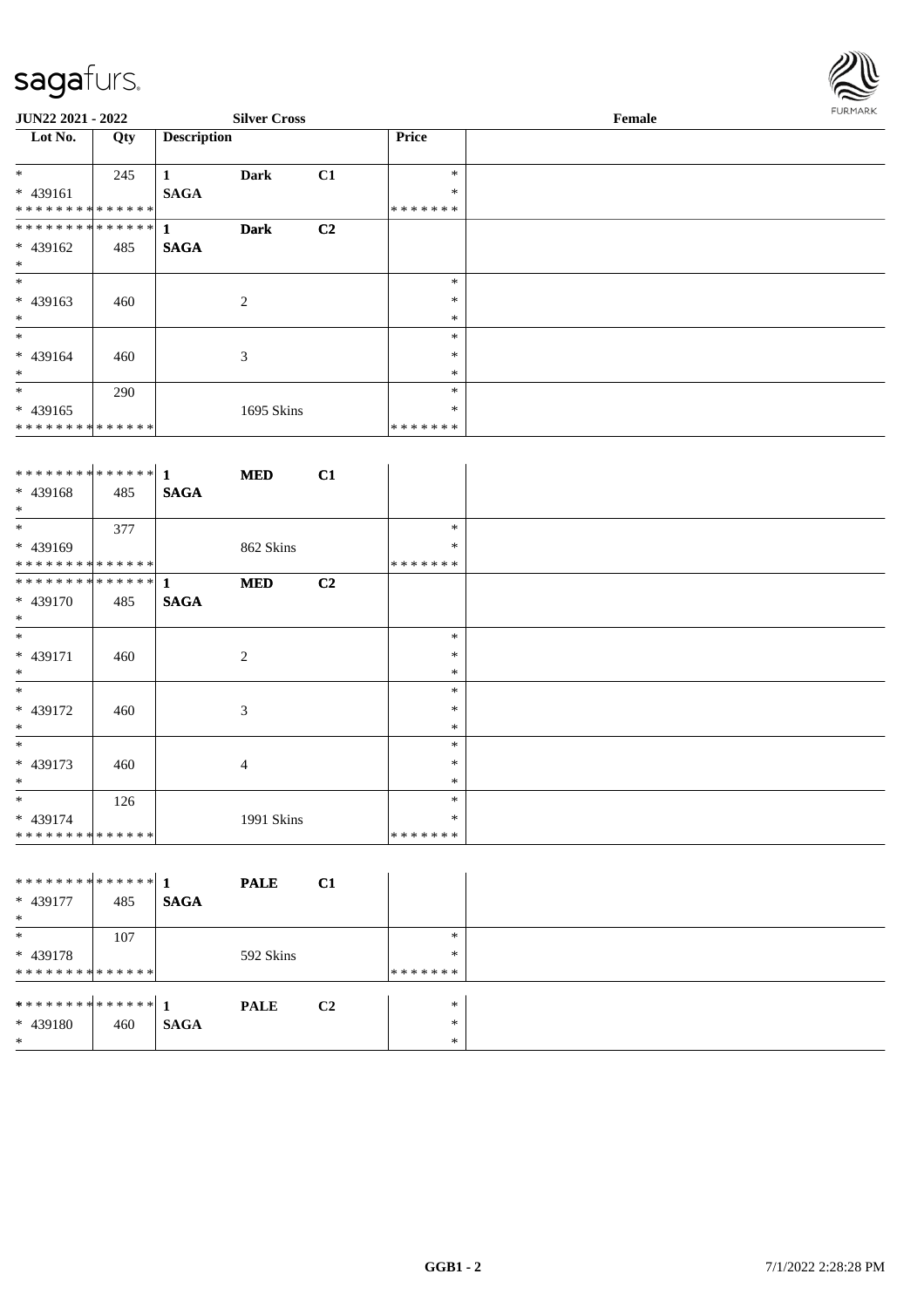JUN22 2021 - 2022 **Silver Cross** **Female**

| Lot No. | Qty | Description | | | Price | |
|---|---|---|---|---|---|---|
| * | 245 | **1** | **Dark** | **C1** | * | |
| * 439161 | | **SAGA** | | | * | |
| * * * * * * * * * * * * * * | | | | | * * * * * * * | |
| * * * * * * * * * * * * * * | | **1** | **Dark** | **C2** | | |
| * 439162 | 485 | **SAGA** | | | | |
| * | | | | | | |
| * | | | | | * | |
| * 439163 | 460 | | 2 | | * | |
| * | | | | | * | |
| * | | | | | * | |
| * 439164 | 460 | | 3 | | * | |
| * | | | | | * | |
| * | 290 | | | | * | |
| * 439165 | | | 1695 Skins | | * | |
| * * * * * * * * * * * * * * | | | | | * * * * * * * | |
| * * * * * * * * * * * * * * | | **1** | **MED** | **C1** | | |
| * 439168 | 485 | **SAGA** | | | | |
| * | | | | | | |
| * | 377 | | | | * | |
| * 439169 | | | 862 Skins | | * | |
| * * * * * * * * * * * * * * | | | | | * * * * * * * | |
| * * * * * * * * * * * * * * | | **1** | **MED** | **C2** | | |
| * 439170 | 485 | **SAGA** | | | | |
| * | | | | | | |
| * | | | | | * | |
| * 439171 | 460 | | 2 | | * | |
| * | | | | | * | |
| * | | | | | * | |
| * 439172 | 460 | | 3 | | * | |
| * | | | | | * | |
| * | | | | | * | |
| * 439173 | 460 | | 4 | | * | |
| * | | | | | * | |
| * | 126 | | | | * | |
| * 439174 | | | 1991 Skins | | * | |
| * * * * * * * * * * * * * * | | | | | * * * * * * * | |
| * * * * * * * * * * * * * * | | **1** | **PALE** | **C1** | | |
| * 439177 | 485 | **SAGA** | | | | |
| * | | | | | | |
| * | 107 | | | | * | |
| * 439178 | | | 592 Skins | | * | |
| * * * * * * * * * * * * * * | | | | | * * * * * * * | |
| * * * * * * * * * * * * * * | | **1** | **PALE** | **C2** | * | |
| * 439180 | 460 | **SAGA** | | | * | |
| * | | | | | * | |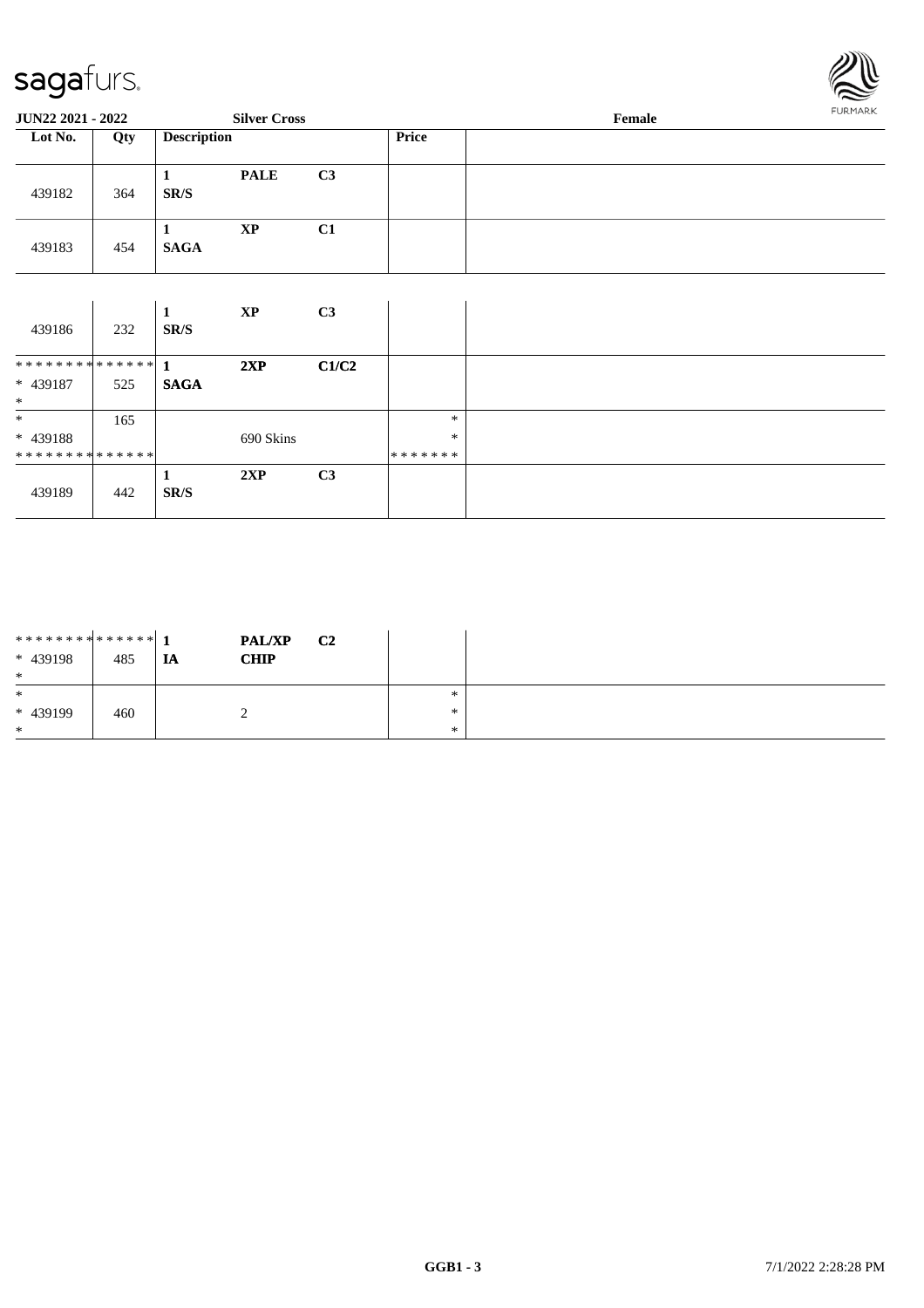**JUN22 2021 - 2022** **Silver Cross** **Female**

| Lot No. | Qty | Description | | | Price | |
|---|---|---|---|---|---|---|
| 439182 | 364 | 1 SR/S | **PALE** | **C3** | | |
| 439183 | 454 | 1 **SAGA** | **XP** | **C1** | | |

| Lot No. | Qty | Description | | | Price | |
|---|---|---|---|---|---|---|
| 439186 | 232 | 1 SR/S | **XP** | **C3** | | |
| ************** * 439187 * | 525 | 1 **SAGA** | **2XP** | **C1/C2** | | |
| * * 439188 ************** | 165 | | 690 Skins | | * * ******* | |
| 439189 | 442 | 1 SR/S | **2XP** | **C3** | | |

| Lot No. | Qty | Description | | | Price | |
|---|---|---|---|---|---|---|
| ************** * 439198 * | 485 | 1 **IA** | **PAL/XP CHIP** | **C2** | | |
| * * 439199 * | 460 | | 2 | | * * * | |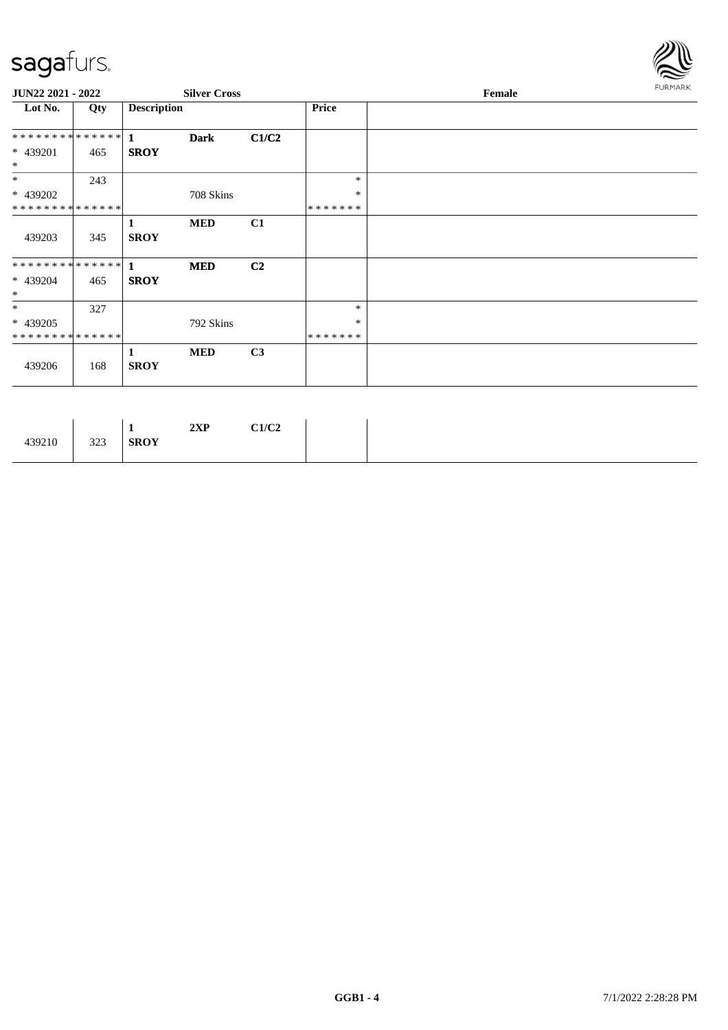**JUN22 2021 - 2022** | **Silver Cross** | **Female**

| Lot No. | Qty | Description | | | Price | |
|---|---|---|---|---|---|---|
| * * * * * * * * * * * * * * | | 1 | Dark | C1/C2 | | |
| * 439201 | 465 | SROY | | | | |
| * | | | | | | |
| * | 243 | | | | * | |
| * 439202 | | | 708 Skins | | * | |
| * * * * * * * * * * * * * * | | | | | * * * * * * * | |
| | | 1 | MED | C1 | | |
| 439203 | 345 | SROY | | | | |
| * * * * * * * * * * * * * * | | 1 | MED | C2 | | |
| * 439204 | 465 | SROY | | | | |
| * | | | | | | |
| * | 327 | | | | * | |
| * 439205 | | | 792 Skins | | * | |
| * * * * * * * * * * * * * * | | | | | * * * * * * * | |
| | | 1 | MED | C3 | | |
| 439206 | 168 | SROY | | | | |

| | | | | | | |
|---|---|---|---|---|---|---|
| | | 1 | 2XP | C1/C2 | | |
| 439210 | 323 | SROY | | | | |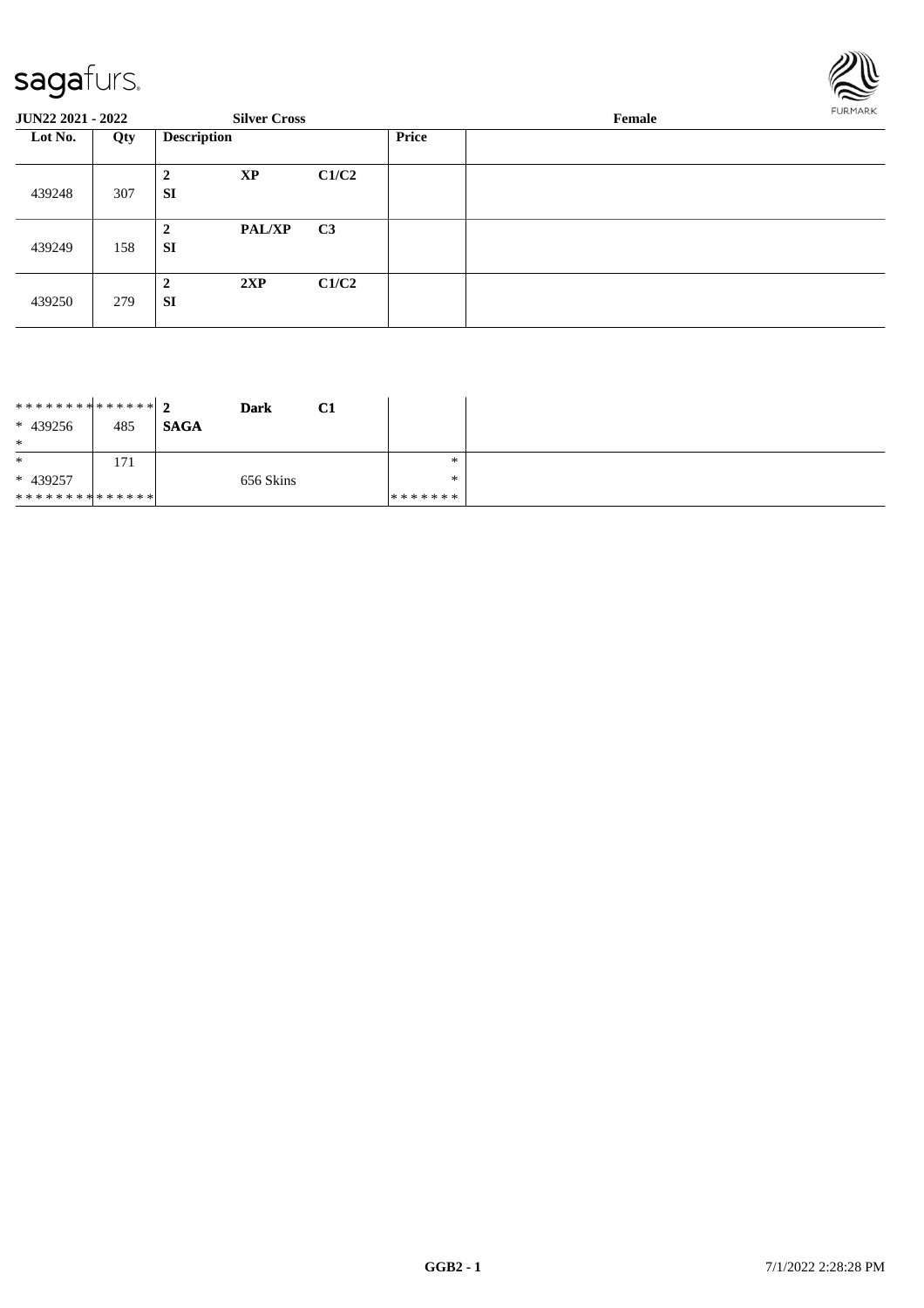**JUN22 2021 - 2022** **Silver Cross** **Female**

| Lot No. | Qty | Description | | | Price | |
|---|---|---|---|---|---|---|
| 439248 | 307 | **2** **SI** | **XP** | **C1/C2** | | |
| 439249 | 158 | **2** **SI** | **PAL/XP** | **C3** | | |
| 439250 | 279 | **2** **SI** | **2XP** | **C1/C2** | | |

| | | | | | | |
|---|---|---|---|---|---|---|
| ************** * 439256 * | 485 | **2** **SAGA** | **Dark** | **C1** | | |
| * * 439257 ************** | 171 | | 656 Skins | | * * ******* | |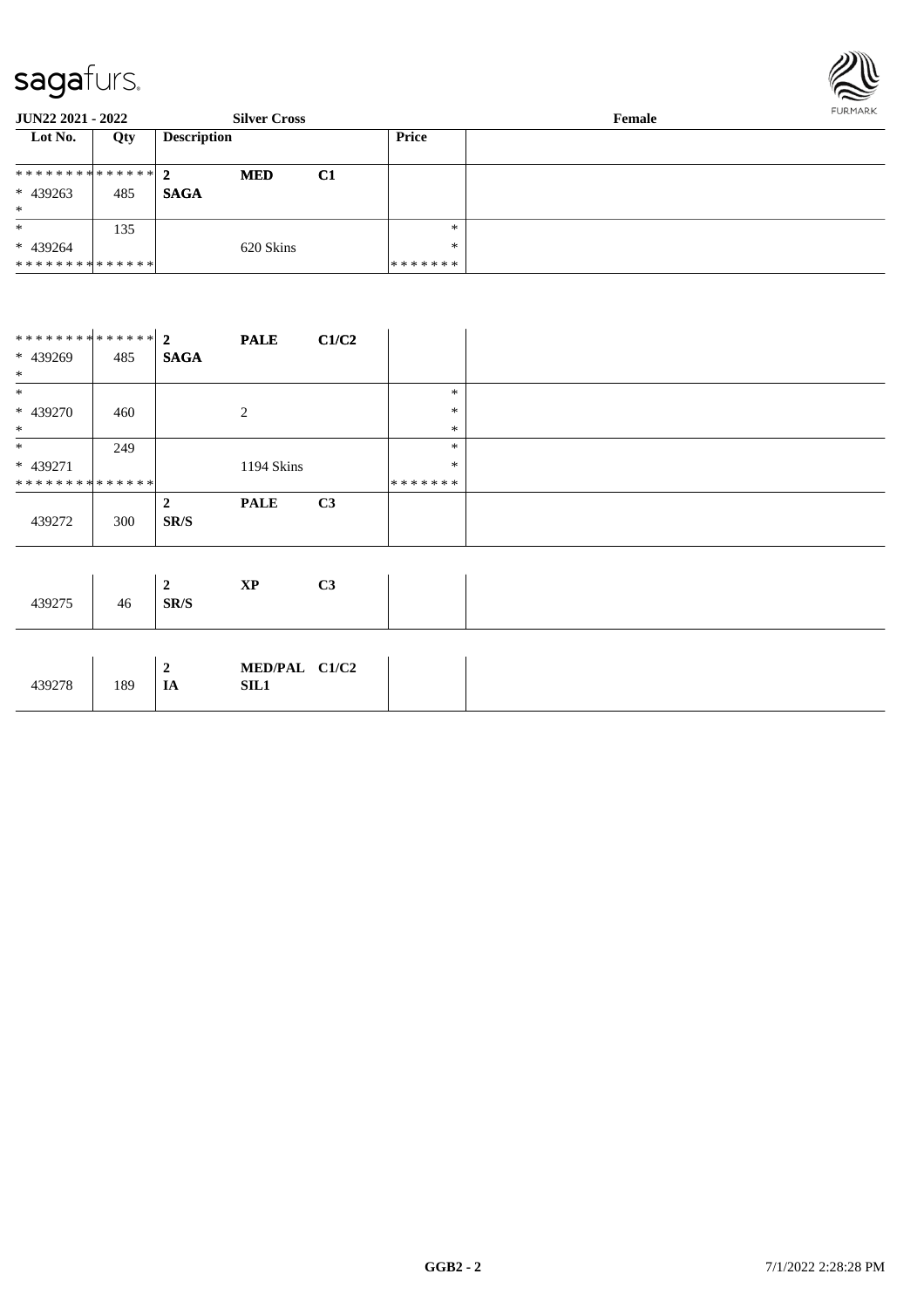sagafurs.

**JUN22 2021 - 2022** | **Silver Cross** | **Female**

| Lot No. | Qty | Description | | | Price | |
|---|---|---|---|---|---|---|
| ************** | | **2** | **MED** | **C1** | | |
| * 439263 | 485 | **SAGA** | | | | |
| * | | | | | | |
| * | 135 | | | | * | |
| * 439264 | | | 620 Skins | | * | |
| ************** | | | | | ******* | |
| ************** | | **2** | **PALE** | **C1/C2** | | |
| * 439269 | 485 | **SAGA** | | | | |
| * | | | | | | |
| * | | | | | * | |
| * 439270 | 460 | | 2 | | * | |
| * | | | | | * | |
| * | 249 | | | | * | |
| * 439271 | | | 1194 Skins | | * | |
| ************** | | | | | ******* | |
| 439272 | 300 | **2** **SR/S** | **PALE** | **C3** | | |
| 439275 | 46 | **2** **SR/S** | **XP** | **C3** | | |
| 439278 | 189 | **2** **IA** | **MED/PAL** **SIL1** | **C1/C2** | | |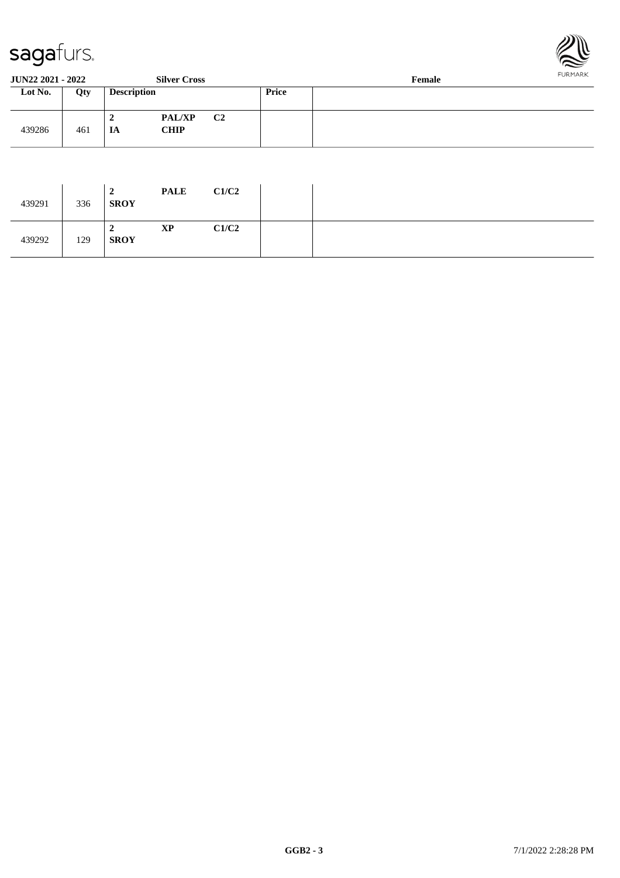**JUN22 2021 - 2022** **Silver Cross** **Female**

| Lot No. | Qty | Description | | | Price | |
|---|---|---|---|---|---|---|
| 439286 | 461 | 2 IA | PAL/XP CHIP | C2 | | |
| 439291 | 336 | 2 SROY | PALE | C1/C2 | | |
| 439292 | 129 | 2 SROY | XP | C1/C2 | | |